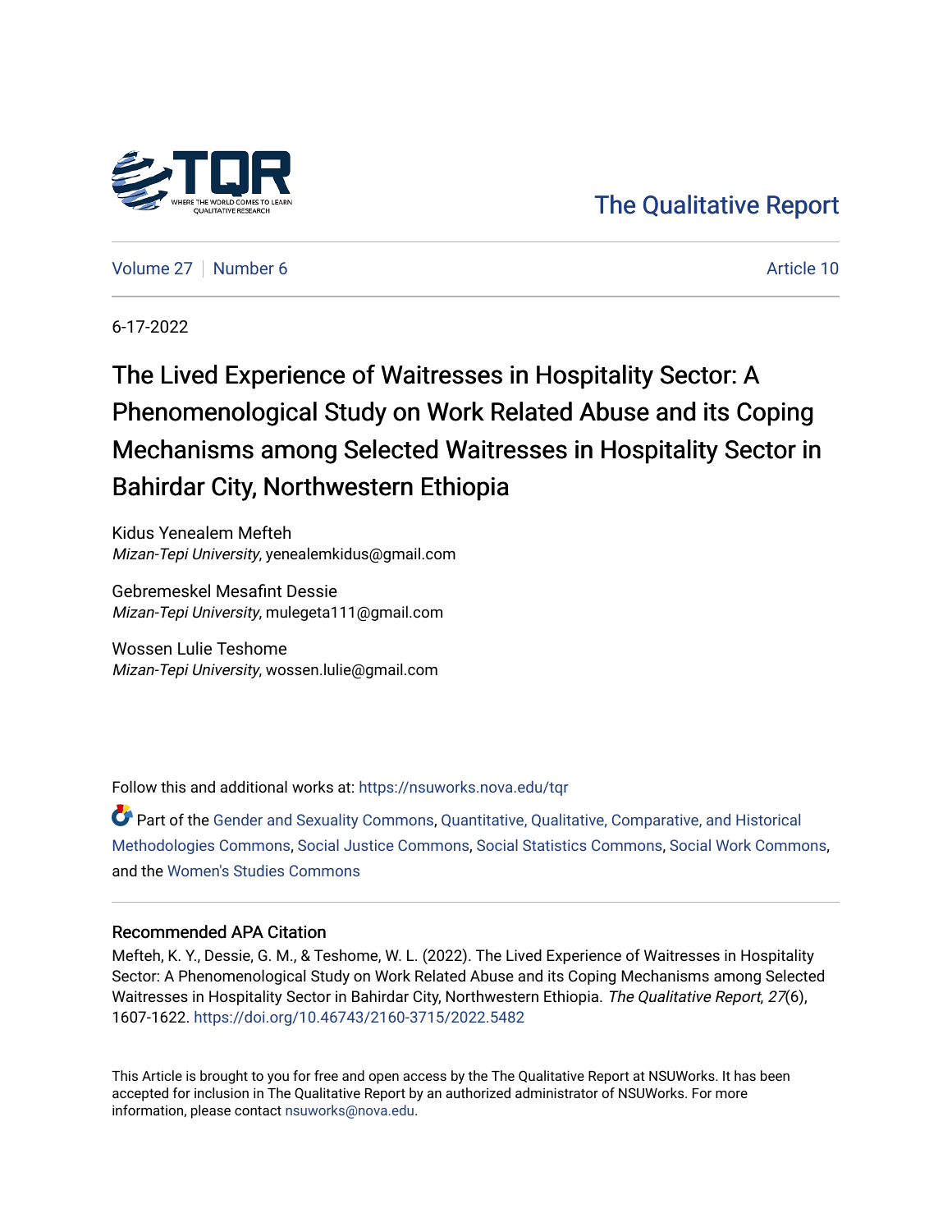The Qualitative Report

Volume 27 | Number 6 | Article 10

6-17-2022

# The Lived Experience of Waitresses in Hospitality Sector: A Phenomenological Study on Work Related Abuse and its Coping Mechanisms among Selected Waitresses in Hospitality Sector in Bahirdar City, Northwestern Ethiopia

Kidus Yenealem Mefteh
*Mizan-Tepi University*, yenealemkidus@gmail.com

Gebremeskel Mesafint Dessie
*Mizan-Tepi University*, mulegeta111@gmail.com

Wossen Lulie Teshome
*Mizan-Tepi University*, wossen.lulie@gmail.com

Follow this and additional works at: https://nsuworks.nova.edu/tqr

Part of the Gender and Sexuality Commons, Quantitative, Qualitative, Comparative, and Historical Methodologies Commons, Social Justice Commons, Social Statistics Commons, Social Work Commons, and the Women's Studies Commons

### Recommended APA Citation

Mefteh, K. Y., Dessie, G. M., & Teshome, W. L. (2022). The Lived Experience of Waitresses in Hospitality Sector: A Phenomenological Study on Work Related Abuse and its Coping Mechanisms among Selected Waitresses in Hospitality Sector in Bahirdar City, Northwestern Ethiopia. *The Qualitative Report*, *27*(6), 1607-1622. https://doi.org/10.46743/2160-3715/2022.5482

This Article is brought to you for free and open access by the The Qualitative Report at NSUWorks. It has been accepted for inclusion in The Qualitative Report by an authorized administrator of NSUWorks. For more information, please contact nsuworks@nova.edu.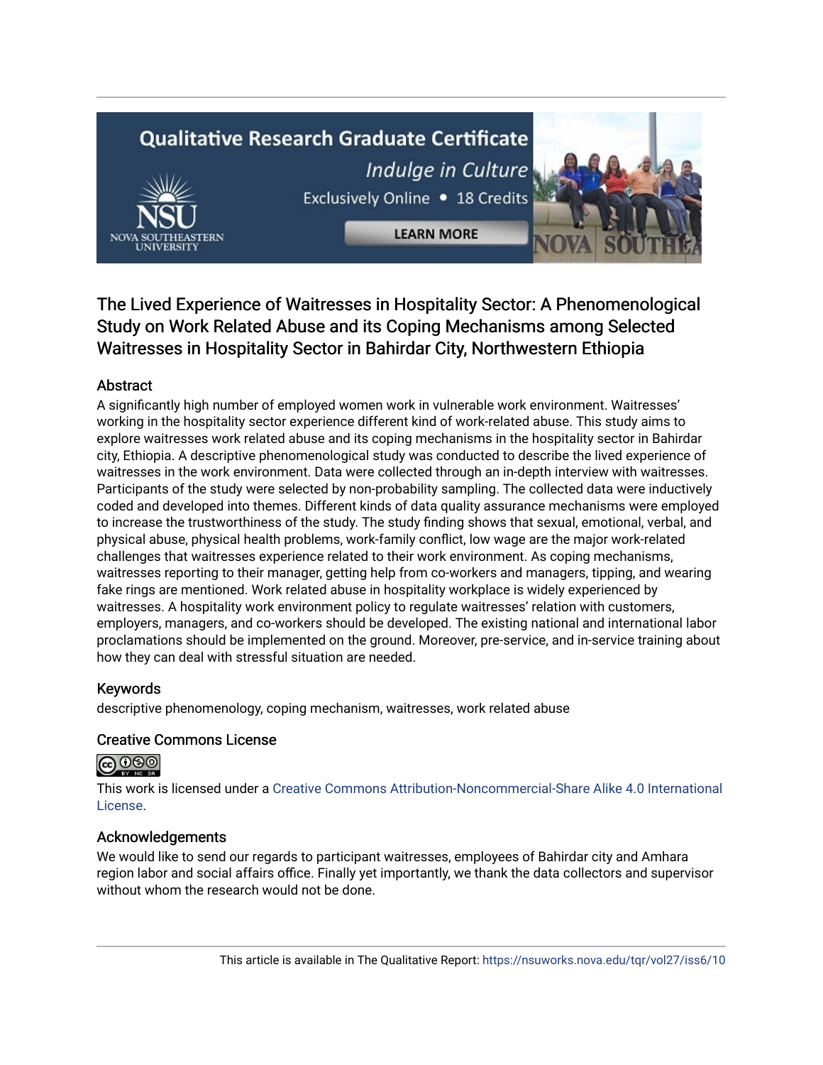# The Lived Experience of Waitresses in Hospitality Sector: A Phenomenological Study on Work Related Abuse and its Coping Mechanisms among Selected Waitresses in Hospitality Sector in Bahirdar City, Northwestern Ethiopia

## Abstract

A significantly high number of employed women work in vulnerable work environment. Waitresses' working in the hospitality sector experience different kind of work-related abuse. This study aims to explore waitresses work related abuse and its coping mechanisms in the hospitality sector in Bahirdar city, Ethiopia. A descriptive phenomenological study was conducted to describe the lived experience of waitresses in the work environment. Data were collected through an in-depth interview with waitresses. Participants of the study were selected by non-probability sampling. The collected data were inductively coded and developed into themes. Different kinds of data quality assurance mechanisms were employed to increase the trustworthiness of the study. The study finding shows that sexual, emotional, verbal, and physical abuse, physical health problems, work-family conflict, low wage are the major work-related challenges that waitresses experience related to their work environment. As coping mechanisms, waitresses reporting to their manager, getting help from co-workers and managers, tipping, and wearing fake rings are mentioned. Work related abuse in hospitality workplace is widely experienced by waitresses. A hospitality work environment policy to regulate waitresses' relation with customers, employers, managers, and co-workers should be developed. The existing national and international labor proclamations should be implemented on the ground. Moreover, pre-service, and in-service training about how they can deal with stressful situation are needed.

## Keywords

descriptive phenomenology, coping mechanism, waitresses, work related abuse

## Creative Commons License

This work is licensed under a Creative Commons Attribution-Noncommercial-Share Alike 4.0 International License.

## Acknowledgements

We would like to send our regards to participant waitresses, employees of Bahirdar city and Amhara region labor and social affairs office. Finally yet importantly, we thank the data collectors and supervisor without whom the research would not be done.

This article is available in The Qualitative Report: https://nsuworks.nova.edu/tqr/vol27/iss6/10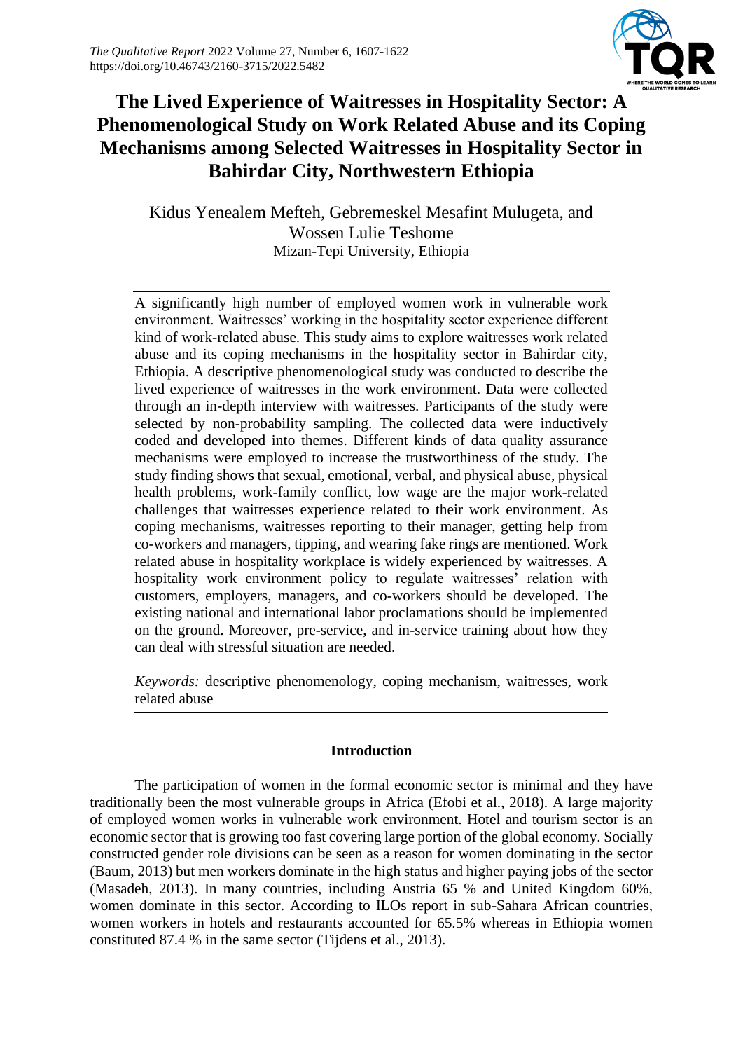# The Lived Experience of Waitresses in Hospitality Sector: A Phenomenological Study on Work Related Abuse and its Coping Mechanisms among Selected Waitresses in Hospitality Sector in Bahirdar City, Northwestern Ethiopia

Kidus Yenealem Mefteh, Gebremeskel Mesafint Mulugeta, and Wossen Lulie Teshome
Mizan-Tepi University, Ethiopia

A significantly high number of employed women work in vulnerable work environment. Waitresses' working in the hospitality sector experience different kind of work-related abuse. This study aims to explore waitresses work related abuse and its coping mechanisms in the hospitality sector in Bahirdar city, Ethiopia. A descriptive phenomenological study was conducted to describe the lived experience of waitresses in the work environment. Data were collected through an in-depth interview with waitresses. Participants of the study were selected by non-probability sampling. The collected data were inductively coded and developed into themes. Different kinds of data quality assurance mechanisms were employed to increase the trustworthiness of the study. The study finding shows that sexual, emotional, verbal, and physical abuse, physical health problems, work-family conflict, low wage are the major work-related challenges that waitresses experience related to their work environment. As coping mechanisms, waitresses reporting to their manager, getting help from co-workers and managers, tipping, and wearing fake rings are mentioned. Work related abuse in hospitality workplace is widely experienced by waitresses. A hospitality work environment policy to regulate waitresses' relation with customers, employers, managers, and co-workers should be developed. The existing national and international labor proclamations should be implemented on the ground. Moreover, pre-service, and in-service training about how they can deal with stressful situation are needed.

*Keywords:* descriptive phenomenology, coping mechanism, waitresses, work related abuse

## Introduction

The participation of women in the formal economic sector is minimal and they have traditionally been the most vulnerable groups in Africa (Efobi et al., 2018). A large majority of employed women works in vulnerable work environment. Hotel and tourism sector is an economic sector that is growing too fast covering large portion of the global economy. Socially constructed gender role divisions can be seen as a reason for women dominating in the sector (Baum, 2013) but men workers dominate in the high status and higher paying jobs of the sector (Masadeh, 2013). In many countries, including Austria 65 % and United Kingdom 60%, women dominate in this sector. According to ILOs report in sub-Sahara African countries, women workers in hotels and restaurants accounted for 65.5% whereas in Ethiopia women constituted 87.4 % in the same sector (Tijdens et al., 2013).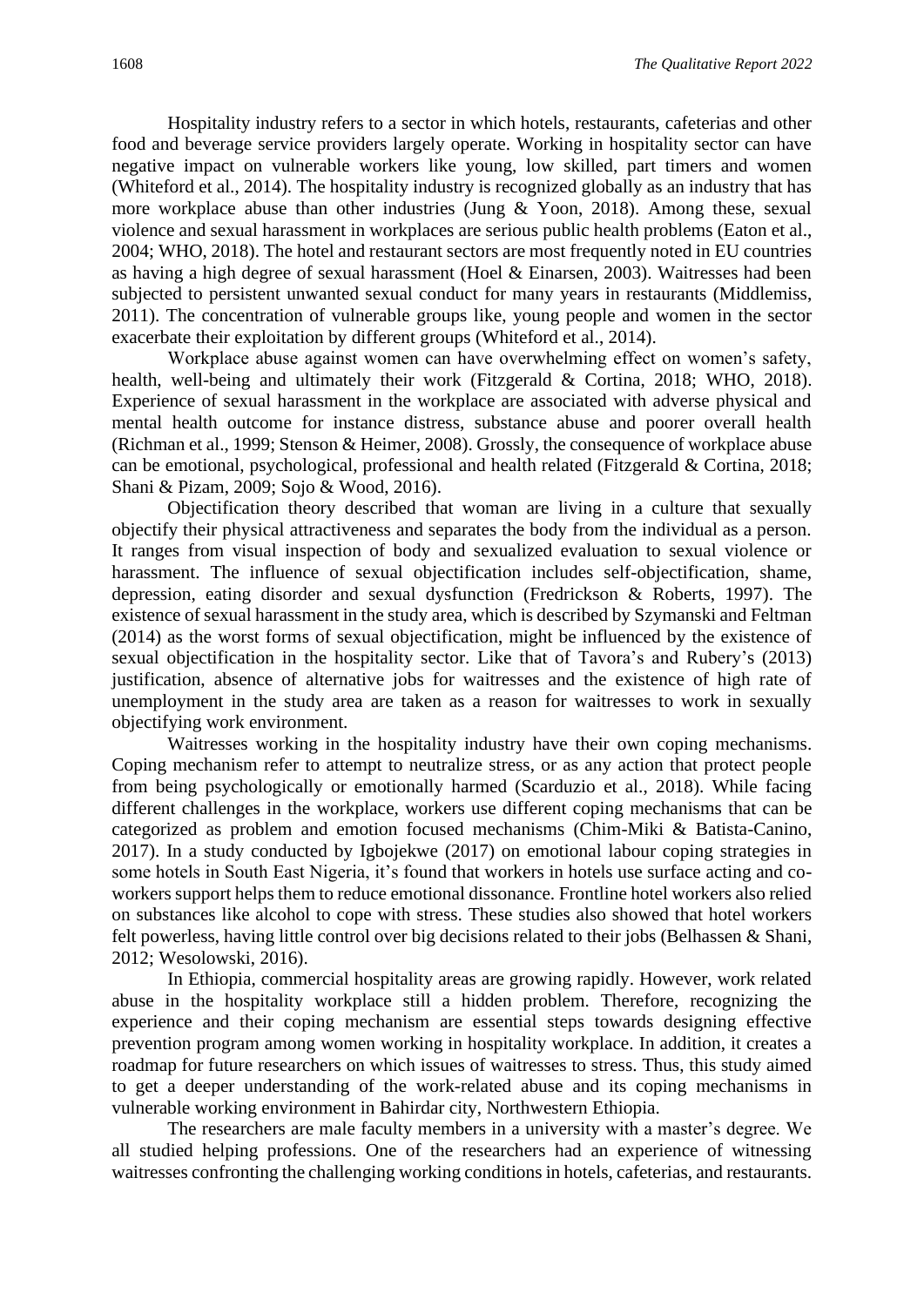Hospitality industry refers to a sector in which hotels, restaurants, cafeterias and other food and beverage service providers largely operate. Working in hospitality sector can have negative impact on vulnerable workers like young, low skilled, part timers and women (Whiteford et al., 2014). The hospitality industry is recognized globally as an industry that has more workplace abuse than other industries (Jung & Yoon, 2018). Among these, sexual violence and sexual harassment in workplaces are serious public health problems (Eaton et al., 2004; WHO, 2018). The hotel and restaurant sectors are most frequently noted in EU countries as having a high degree of sexual harassment (Hoel & Einarsen, 2003). Waitresses had been subjected to persistent unwanted sexual conduct for many years in restaurants (Middlemiss, 2011). The concentration of vulnerable groups like, young people and women in the sector exacerbate their exploitation by different groups (Whiteford et al., 2014).

Workplace abuse against women can have overwhelming effect on women's safety, health, well-being and ultimately their work (Fitzgerald & Cortina, 2018; WHO, 2018). Experience of sexual harassment in the workplace are associated with adverse physical and mental health outcome for instance distress, substance abuse and poorer overall health (Richman et al., 1999; Stenson & Heimer, 2008). Grossly, the consequence of workplace abuse can be emotional, psychological, professional and health related (Fitzgerald & Cortina, 2018; Shani & Pizam, 2009; Sojo & Wood, 2016).

Objectification theory described that woman are living in a culture that sexually objectify their physical attractiveness and separates the body from the individual as a person. It ranges from visual inspection of body and sexualized evaluation to sexual violence or harassment. The influence of sexual objectification includes self-objectification, shame, depression, eating disorder and sexual dysfunction (Fredrickson & Roberts, 1997). The existence of sexual harassment in the study area, which is described by Szymanski and Feltman (2014) as the worst forms of sexual objectification, might be influenced by the existence of sexual objectification in the hospitality sector. Like that of Tavora's and Rubery's (2013) justification, absence of alternative jobs for waitresses and the existence of high rate of unemployment in the study area are taken as a reason for waitresses to work in sexually objectifying work environment.

Waitresses working in the hospitality industry have their own coping mechanisms. Coping mechanism refer to attempt to neutralize stress, or as any action that protect people from being psychologically or emotionally harmed (Scarduzio et al., 2018). While facing different challenges in the workplace, workers use different coping mechanisms that can be categorized as problem and emotion focused mechanisms (Chim-Miki & Batista-Canino, 2017). In a study conducted by Igbojekwe (2017) on emotional labour coping strategies in some hotels in South East Nigeria, it's found that workers in hotels use surface acting and co-workers support helps them to reduce emotional dissonance. Frontline hotel workers also relied on substances like alcohol to cope with stress. These studies also showed that hotel workers felt powerless, having little control over big decisions related to their jobs (Belhassen & Shani, 2012; Wesolowski, 2016).

In Ethiopia, commercial hospitality areas are growing rapidly. However, work related abuse in the hospitality workplace still a hidden problem. Therefore, recognizing the experience and their coping mechanism are essential steps towards designing effective prevention program among women working in hospitality workplace. In addition, it creates a roadmap for future researchers on which issues of waitresses to stress. Thus, this study aimed to get a deeper understanding of the work-related abuse and its coping mechanisms in vulnerable working environment in Bahirdar city, Northwestern Ethiopia.

The researchers are male faculty members in a university with a master's degree. We all studied helping professions. One of the researchers had an experience of witnessing waitresses confronting the challenging working conditions in hotels, cafeterias, and restaurants.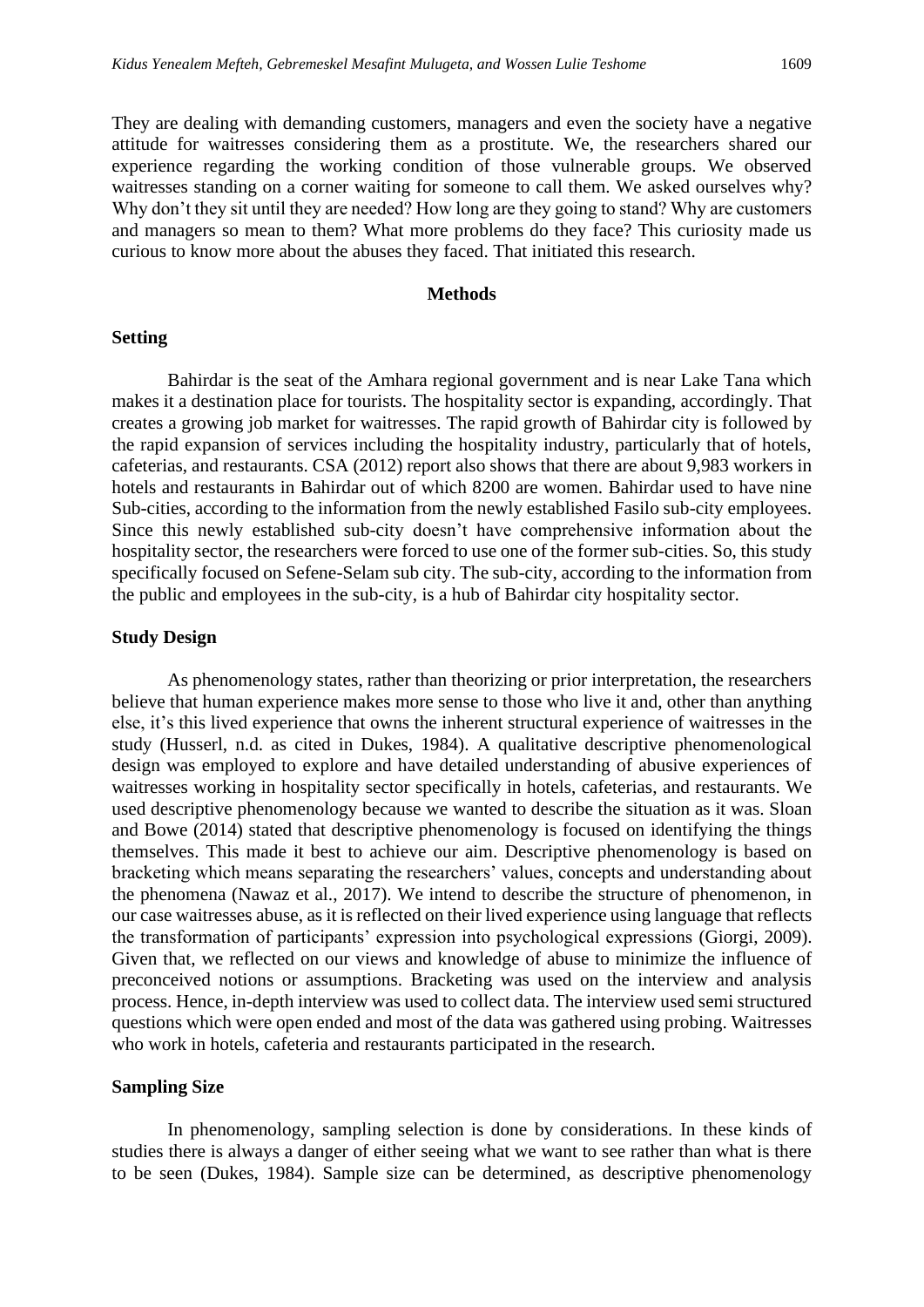They are dealing with demanding customers, managers and even the society have a negative attitude for waitresses considering them as a prostitute. We, the researchers shared our experience regarding the working condition of those vulnerable groups. We observed waitresses standing on a corner waiting for someone to call them. We asked ourselves why? Why don't they sit until they are needed? How long are they going to stand? Why are customers and managers so mean to them? What more problems do they face? This curiosity made us curious to know more about the abuses they faced. That initiated this research.

## Methods

### Setting

Bahirdar is the seat of the Amhara regional government and is near Lake Tana which makes it a destination place for tourists. The hospitality sector is expanding, accordingly. That creates a growing job market for waitresses. The rapid growth of Bahirdar city is followed by the rapid expansion of services including the hospitality industry, particularly that of hotels, cafeterias, and restaurants. CSA (2012) report also shows that there are about 9,983 workers in hotels and restaurants in Bahirdar out of which 8200 are women. Bahirdar used to have nine Sub-cities, according to the information from the newly established Fasilo sub-city employees. Since this newly established sub-city doesn't have comprehensive information about the hospitality sector, the researchers were forced to use one of the former sub-cities. So, this study specifically focused on Sefene-Selam sub city. The sub-city, according to the information from the public and employees in the sub-city, is a hub of Bahirdar city hospitality sector.

### Study Design

As phenomenology states, rather than theorizing or prior interpretation, the researchers believe that human experience makes more sense to those who live it and, other than anything else, it's this lived experience that owns the inherent structural experience of waitresses in the study (Husserl, n.d. as cited in Dukes, 1984). A qualitative descriptive phenomenological design was employed to explore and have detailed understanding of abusive experiences of waitresses working in hospitality sector specifically in hotels, cafeterias, and restaurants. We used descriptive phenomenology because we wanted to describe the situation as it was. Sloan and Bowe (2014) stated that descriptive phenomenology is focused on identifying the things themselves. This made it best to achieve our aim. Descriptive phenomenology is based on bracketing which means separating the researchers' values, concepts and understanding about the phenomena (Nawaz et al., 2017). We intend to describe the structure of phenomenon, in our case waitresses abuse, as it is reflected on their lived experience using language that reflects the transformation of participants' expression into psychological expressions (Giorgi, 2009). Given that, we reflected on our views and knowledge of abuse to minimize the influence of preconceived notions or assumptions. Bracketing was used on the interview and analysis process. Hence, in-depth interview was used to collect data. The interview used semi structured questions which were open ended and most of the data was gathered using probing. Waitresses who work in hotels, cafeteria and restaurants participated in the research.

### Sampling Size

In phenomenology, sampling selection is done by considerations. In these kinds of studies there is always a danger of either seeing what we want to see rather than what is there to be seen (Dukes, 1984). Sample size can be determined, as descriptive phenomenology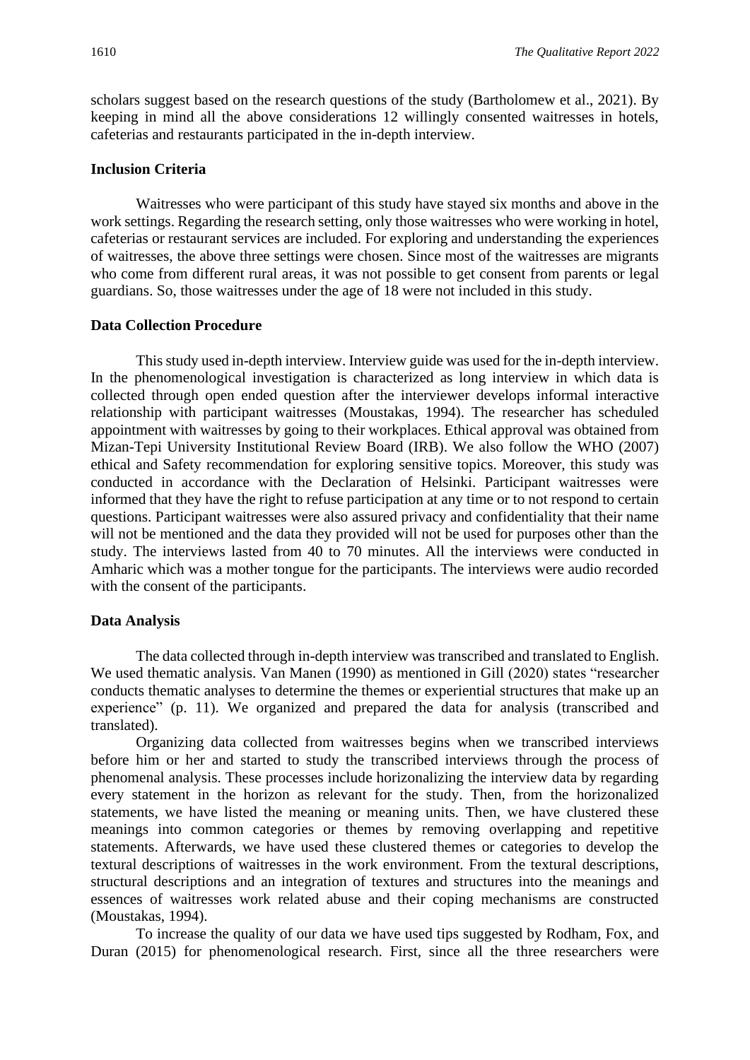scholars suggest based on the research questions of the study (Bartholomew et al., 2021). By keeping in mind all the above considerations 12 willingly consented waitresses in hotels, cafeterias and restaurants participated in the in-depth interview.

### Inclusion Criteria

Waitresses who were participant of this study have stayed six months and above in the work settings. Regarding the research setting, only those waitresses who were working in hotel, cafeterias or restaurant services are included. For exploring and understanding the experiences of waitresses, the above three settings were chosen. Since most of the waitresses are migrants who come from different rural areas, it was not possible to get consent from parents or legal guardians. So, those waitresses under the age of 18 were not included in this study.

### Data Collection Procedure

This study used in-depth interview. Interview guide was used for the in-depth interview. In the phenomenological investigation is characterized as long interview in which data is collected through open ended question after the interviewer develops informal interactive relationship with participant waitresses (Moustakas, 1994). The researcher has scheduled appointment with waitresses by going to their workplaces. Ethical approval was obtained from Mizan-Tepi University Institutional Review Board (IRB). We also follow the WHO (2007) ethical and Safety recommendation for exploring sensitive topics. Moreover, this study was conducted in accordance with the Declaration of Helsinki. Participant waitresses were informed that they have the right to refuse participation at any time or to not respond to certain questions. Participant waitresses were also assured privacy and confidentiality that their name will not be mentioned and the data they provided will not be used for purposes other than the study. The interviews lasted from 40 to 70 minutes. All the interviews were conducted in Amharic which was a mother tongue for the participants. The interviews were audio recorded with the consent of the participants.

### Data Analysis

The data collected through in-depth interview was transcribed and translated to English. We used thematic analysis. Van Manen (1990) as mentioned in Gill (2020) states "researcher conducts thematic analyses to determine the themes or experiential structures that make up an experience" (p. 11). We organized and prepared the data for analysis (transcribed and translated).

Organizing data collected from waitresses begins when we transcribed interviews before him or her and started to study the transcribed interviews through the process of phenomenal analysis. These processes include horizonalizing the interview data by regarding every statement in the horizon as relevant for the study. Then, from the horizonalized statements, we have listed the meaning or meaning units. Then, we have clustered these meanings into common categories or themes by removing overlapping and repetitive statements. Afterwards, we have used these clustered themes or categories to develop the textural descriptions of waitresses in the work environment. From the textural descriptions, structural descriptions and an integration of textures and structures into the meanings and essences of waitresses work related abuse and their coping mechanisms are constructed (Moustakas, 1994).

To increase the quality of our data we have used tips suggested by Rodham, Fox, and Duran (2015) for phenomenological research. First, since all the three researchers were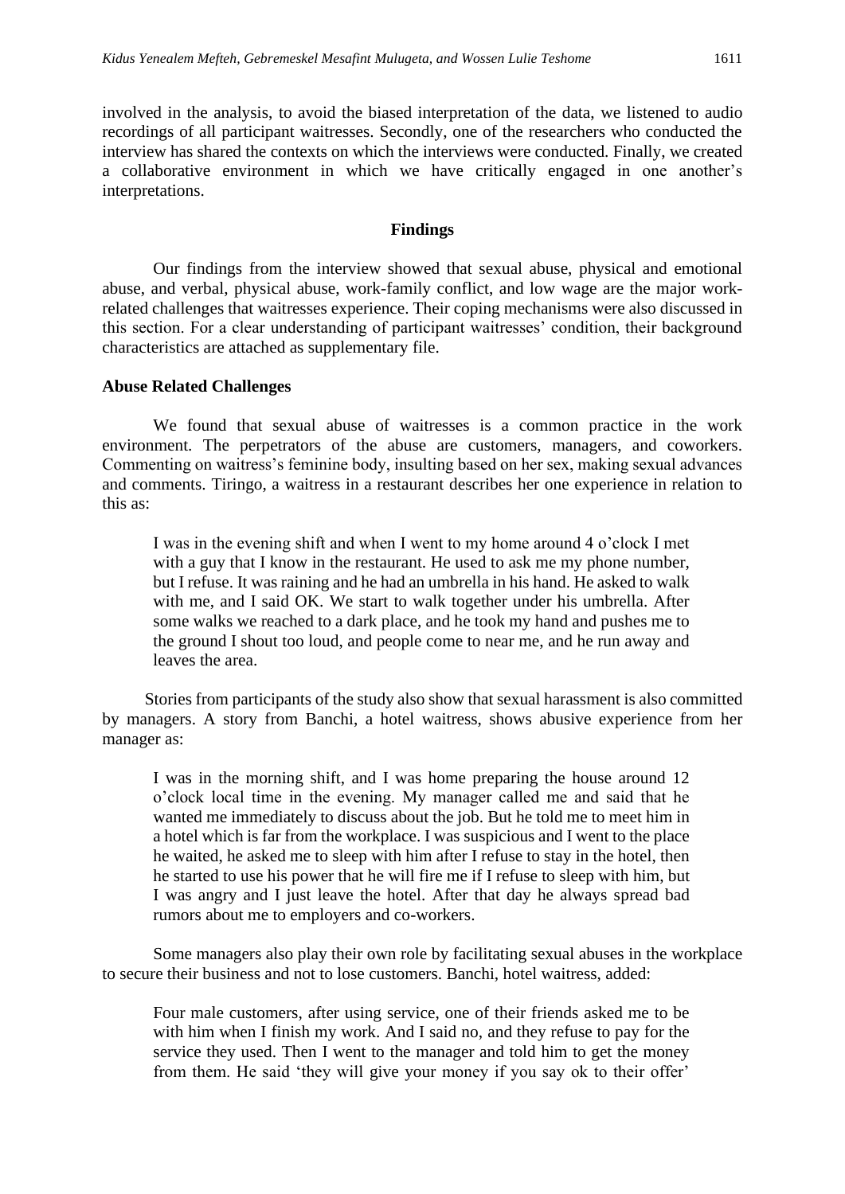involved in the analysis, to avoid the biased interpretation of the data, we listened to audio recordings of all participant waitresses. Secondly, one of the researchers who conducted the interview has shared the contexts on which the interviews were conducted. Finally, we created a collaborative environment in which we have critically engaged in one another's interpretations.

## Findings

Our findings from the interview showed that sexual abuse, physical and emotional abuse, and verbal, physical abuse, work-family conflict, and low wage are the major work-related challenges that waitresses experience. Their coping mechanisms were also discussed in this section. For a clear understanding of participant waitresses' condition, their background characteristics are attached as supplementary file.

### Abuse Related Challenges

We found that sexual abuse of waitresses is a common practice in the work environment. The perpetrators of the abuse are customers, managers, and coworkers. Commenting on waitress's feminine body, insulting based on her sex, making sexual advances and comments. Tiringo, a waitress in a restaurant describes her one experience in relation to this as:

> I was in the evening shift and when I went to my home around 4 o'clock I met with a guy that I know in the restaurant. He used to ask me my phone number, but I refuse. It was raining and he had an umbrella in his hand. He asked to walk with me, and I said OK. We start to walk together under his umbrella. After some walks we reached to a dark place, and he took my hand and pushes me to the ground I shout too loud, and people come to near me, and he run away and leaves the area.

Stories from participants of the study also show that sexual harassment is also committed by managers. A story from Banchi, a hotel waitress, shows abusive experience from her manager as:

> I was in the morning shift, and I was home preparing the house around 12 o'clock local time in the evening. My manager called me and said that he wanted me immediately to discuss about the job. But he told me to meet him in a hotel which is far from the workplace. I was suspicious and I went to the place he waited, he asked me to sleep with him after I refuse to stay in the hotel, then he started to use his power that he will fire me if I refuse to sleep with him, but I was angry and I just leave the hotel. After that day he always spread bad rumors about me to employers and co-workers.

Some managers also play their own role by facilitating sexual abuses in the workplace to secure their business and not to lose customers. Banchi, hotel waitress, added:

> Four male customers, after using service, one of their friends asked me to be with him when I finish my work. And I said no, and they refuse to pay for the service they used. Then I went to the manager and told him to get the money from them. He said 'they will give your money if you say ok to their offer'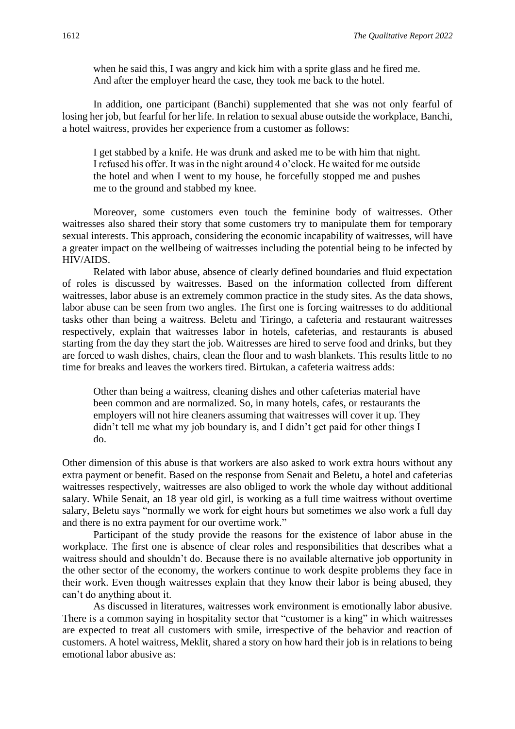> when he said this, I was angry and kick him with a sprite glass and he fired me. And after the employer heard the case, they took me back to the hotel.

In addition, one participant (Banchi) supplemented that she was not only fearful of losing her job, but fearful for her life. In relation to sexual abuse outside the workplace, Banchi, a hotel waitress, provides her experience from a customer as follows:

> I get stabbed by a knife. He was drunk and asked me to be with him that night. I refused his offer. It was in the night around 4 o'clock. He waited for me outside the hotel and when I went to my house, he forcefully stopped me and pushes me to the ground and stabbed my knee.

Moreover, some customers even touch the feminine body of waitresses. Other waitresses also shared their story that some customers try to manipulate them for temporary sexual interests. This approach, considering the economic incapability of waitresses, will have a greater impact on the wellbeing of waitresses including the potential being to be infected by HIV/AIDS.

Related with labor abuse, absence of clearly defined boundaries and fluid expectation of roles is discussed by waitresses. Based on the information collected from different waitresses, labor abuse is an extremely common practice in the study sites. As the data shows, labor abuse can be seen from two angles. The first one is forcing waitresses to do additional tasks other than being a waitress. Beletu and Tiringo, a cafeteria and restaurant waitresses respectively, explain that waitresses labor in hotels, cafeterias, and restaurants is abused starting from the day they start the job. Waitresses are hired to serve food and drinks, but they are forced to wash dishes, chairs, clean the floor and to wash blankets. This results little to no time for breaks and leaves the workers tired. Birtukan, a cafeteria waitress adds:

> Other than being a waitress, cleaning dishes and other cafeterias material have been common and are normalized. So, in many hotels, cafes, or restaurants the employers will not hire cleaners assuming that waitresses will cover it up. They didn't tell me what my job boundary is, and I didn't get paid for other things I do.

Other dimension of this abuse is that workers are also asked to work extra hours without any extra payment or benefit. Based on the response from Senait and Beletu, a hotel and cafeterias waitresses respectively, waitresses are also obliged to work the whole day without additional salary. While Senait, an 18 year old girl, is working as a full time waitress without overtime salary, Beletu says "normally we work for eight hours but sometimes we also work a full day and there is no extra payment for our overtime work."

Participant of the study provide the reasons for the existence of labor abuse in the workplace. The first one is absence of clear roles and responsibilities that describes what a waitress should and shouldn't do. Because there is no available alternative job opportunity in the other sector of the economy, the workers continue to work despite problems they face in their work. Even though waitresses explain that they know their labor is being abused, they can't do anything about it.

As discussed in literatures, waitresses work environment is emotionally labor abusive. There is a common saying in hospitality sector that "customer is a king" in which waitresses are expected to treat all customers with smile, irrespective of the behavior and reaction of customers. A hotel waitress, Meklit, shared a story on how hard their job is in relations to being emotional labor abusive as: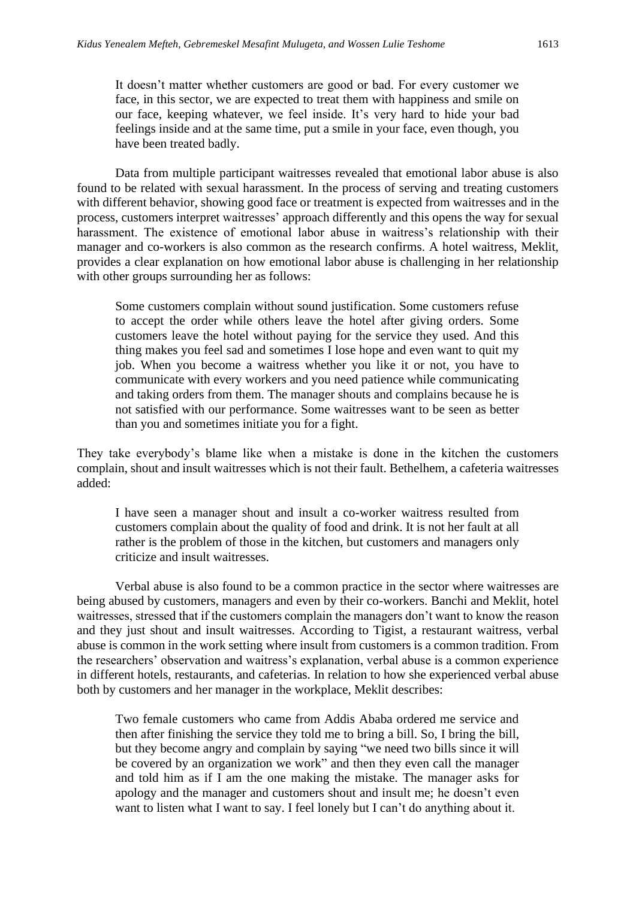> It doesn't matter whether customers are good or bad. For every customer we face, in this sector, we are expected to treat them with happiness and smile on our face, keeping whatever, we feel inside. It's very hard to hide your bad feelings inside and at the same time, put a smile in your face, even though, you have been treated badly.

Data from multiple participant waitresses revealed that emotional labor abuse is also found to be related with sexual harassment. In the process of serving and treating customers with different behavior, showing good face or treatment is expected from waitresses and in the process, customers interpret waitresses' approach differently and this opens the way for sexual harassment. The existence of emotional labor abuse in waitress's relationship with their manager and co-workers is also common as the research confirms. A hotel waitress, Meklit, provides a clear explanation on how emotional labor abuse is challenging in her relationship with other groups surrounding her as follows:

> Some customers complain without sound justification. Some customers refuse to accept the order while others leave the hotel after giving orders. Some customers leave the hotel without paying for the service they used. And this thing makes you feel sad and sometimes I lose hope and even want to quit my job. When you become a waitress whether you like it or not, you have to communicate with every workers and you need patience while communicating and taking orders from them. The manager shouts and complains because he is not satisfied with our performance. Some waitresses want to be seen as better than you and sometimes initiate you for a fight.

They take everybody's blame like when a mistake is done in the kitchen the customers complain, shout and insult waitresses which is not their fault. Bethelhem, a cafeteria waitresses added:

> I have seen a manager shout and insult a co-worker waitress resulted from customers complain about the quality of food and drink. It is not her fault at all rather is the problem of those in the kitchen, but customers and managers only criticize and insult waitresses.

Verbal abuse is also found to be a common practice in the sector where waitresses are being abused by customers, managers and even by their co-workers. Banchi and Meklit, hotel waitresses, stressed that if the customers complain the managers don't want to know the reason and they just shout and insult waitresses. According to Tigist, a restaurant waitress, verbal abuse is common in the work setting where insult from customers is a common tradition. From the researchers' observation and waitress's explanation, verbal abuse is a common experience in different hotels, restaurants, and cafeterias. In relation to how she experienced verbal abuse both by customers and her manager in the workplace, Meklit describes:

> Two female customers who came from Addis Ababa ordered me service and then after finishing the service they told me to bring a bill. So, I bring the bill, but they become angry and complain by saying "we need two bills since it will be covered by an organization we work" and then they even call the manager and told him as if I am the one making the mistake. The manager asks for apology and the manager and customers shout and insult me; he doesn't even want to listen what I want to say. I feel lonely but I can't do anything about it.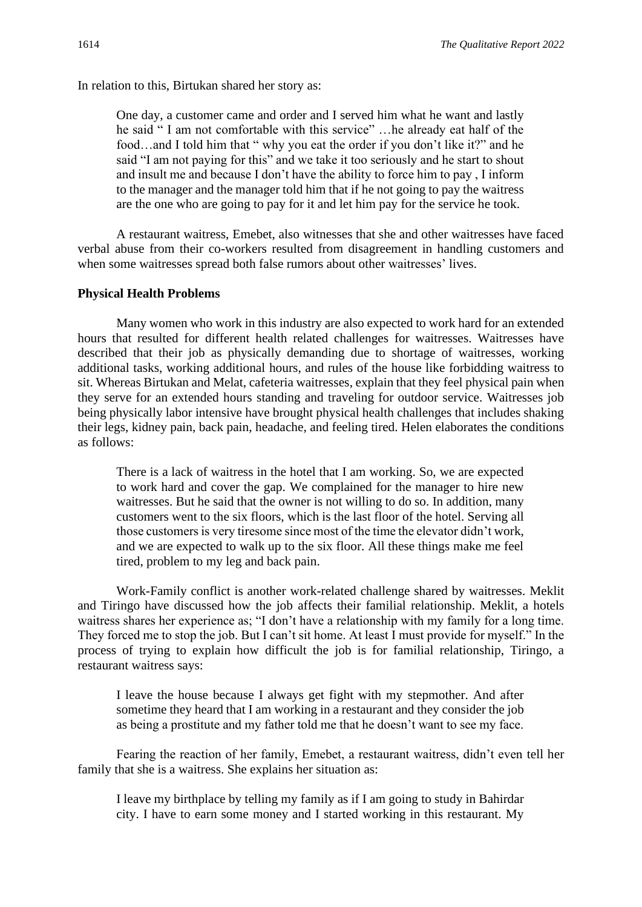In relation to this, Birtukan shared her story as:

> One day, a customer came and order and I served him what he want and lastly he said " I am not comfortable with this service" …he already eat half of the food…and I told him that " why you eat the order if you don't like it?" and he said "I am not paying for this" and we take it too seriously and he start to shout and insult me and because I don't have the ability to force him to pay , I inform to the manager and the manager told him that if he not going to pay the waitress are the one who are going to pay for it and let him pay for the service he took.

A restaurant waitress, Emebet, also witnesses that she and other waitresses have faced verbal abuse from their co-workers resulted from disagreement in handling customers and when some waitresses spread both false rumors about other waitresses' lives.

**Physical Health Problems**

Many women who work in this industry are also expected to work hard for an extended hours that resulted for different health related challenges for waitresses. Waitresses have described that their job as physically demanding due to shortage of waitresses, working additional tasks, working additional hours, and rules of the house like forbidding waitress to sit. Whereas Birtukan and Melat, cafeteria waitresses, explain that they feel physical pain when they serve for an extended hours standing and traveling for outdoor service. Waitresses job being physically labor intensive have brought physical health challenges that includes shaking their legs, kidney pain, back pain, headache, and feeling tired. Helen elaborates the conditions as follows:

> There is a lack of waitress in the hotel that I am working. So, we are expected to work hard and cover the gap. We complained for the manager to hire new waitresses. But he said that the owner is not willing to do so. In addition, many customers went to the six floors, which is the last floor of the hotel. Serving all those customers is very tiresome since most of the time the elevator didn't work, and we are expected to walk up to the six floor. All these things make me feel tired, problem to my leg and back pain.

Work-Family conflict is another work-related challenge shared by waitresses. Meklit and Tiringo have discussed how the job affects their familial relationship. Meklit, a hotels waitress shares her experience as; "I don't have a relationship with my family for a long time. They forced me to stop the job. But I can't sit home. At least I must provide for myself." In the process of trying to explain how difficult the job is for familial relationship, Tiringo, a restaurant waitress says:

> I leave the house because I always get fight with my stepmother. And after sometime they heard that I am working in a restaurant and they consider the job as being a prostitute and my father told me that he doesn't want to see my face.

Fearing the reaction of her family, Emebet, a restaurant waitress, didn't even tell her family that she is a waitress. She explains her situation as:

> I leave my birthplace by telling my family as if I am going to study in Bahirdar city. I have to earn some money and I started working in this restaurant. My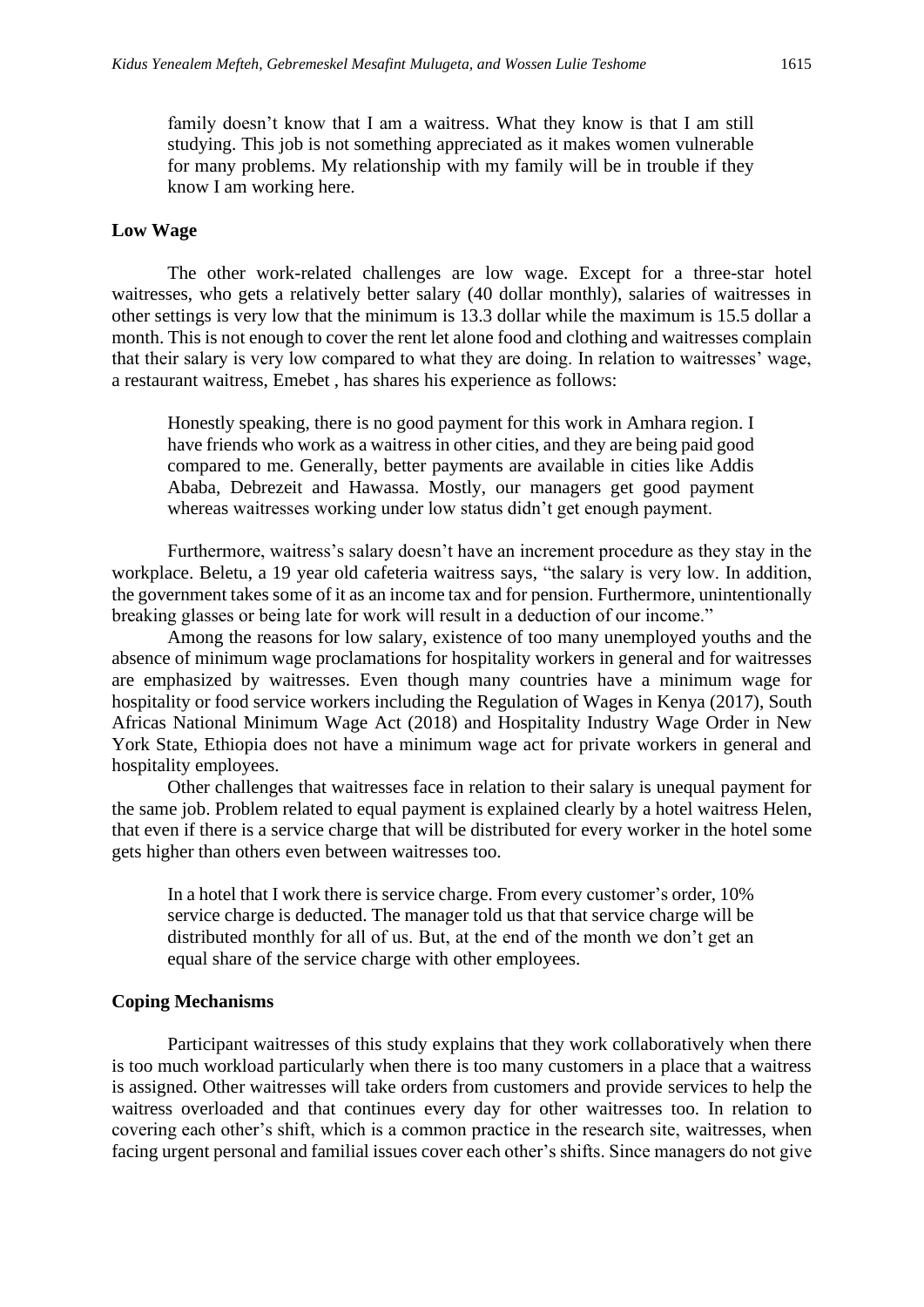> family doesn't know that I am a waitress. What they know is that I am still studying. This job is not something appreciated as it makes women vulnerable for many problems. My relationship with my family will be in trouble if they know I am working here.

### Low Wage

The other work-related challenges are low wage. Except for a three-star hotel waitresses, who gets a relatively better salary (40 dollar monthly), salaries of waitresses in other settings is very low that the minimum is 13.3 dollar while the maximum is 15.5 dollar a month. This is not enough to cover the rent let alone food and clothing and waitresses complain that their salary is very low compared to what they are doing. In relation to waitresses' wage, a restaurant waitress, Emebet , has shares his experience as follows:

> Honestly speaking, there is no good payment for this work in Amhara region. I have friends who work as a waitress in other cities, and they are being paid good compared to me. Generally, better payments are available in cities like Addis Ababa, Debrezeit and Hawassa. Mostly, our managers get good payment whereas waitresses working under low status didn't get enough payment.

Furthermore, waitress's salary doesn't have an increment procedure as they stay in the workplace. Beletu, a 19 year old cafeteria waitress says, "the salary is very low. In addition, the government takes some of it as an income tax and for pension. Furthermore, unintentionally breaking glasses or being late for work will result in a deduction of our income."

Among the reasons for low salary, existence of too many unemployed youths and the absence of minimum wage proclamations for hospitality workers in general and for waitresses are emphasized by waitresses. Even though many countries have a minimum wage for hospitality or food service workers including the Regulation of Wages in Kenya (2017), South Africas National Minimum Wage Act (2018) and Hospitality Industry Wage Order in New York State, Ethiopia does not have a minimum wage act for private workers in general and hospitality employees.

Other challenges that waitresses face in relation to their salary is unequal payment for the same job. Problem related to equal payment is explained clearly by a hotel waitress Helen, that even if there is a service charge that will be distributed for every worker in the hotel some gets higher than others even between waitresses too.

> In a hotel that I work there is service charge. From every customer's order, 10% service charge is deducted. The manager told us that that service charge will be distributed monthly for all of us. But, at the end of the month we don't get an equal share of the service charge with other employees.

### Coping Mechanisms

Participant waitresses of this study explains that they work collaboratively when there is too much workload particularly when there is too many customers in a place that a waitress is assigned. Other waitresses will take orders from customers and provide services to help the waitress overloaded and that continues every day for other waitresses too. In relation to covering each other's shift, which is a common practice in the research site, waitresses, when facing urgent personal and familial issues cover each other's shifts. Since managers do not give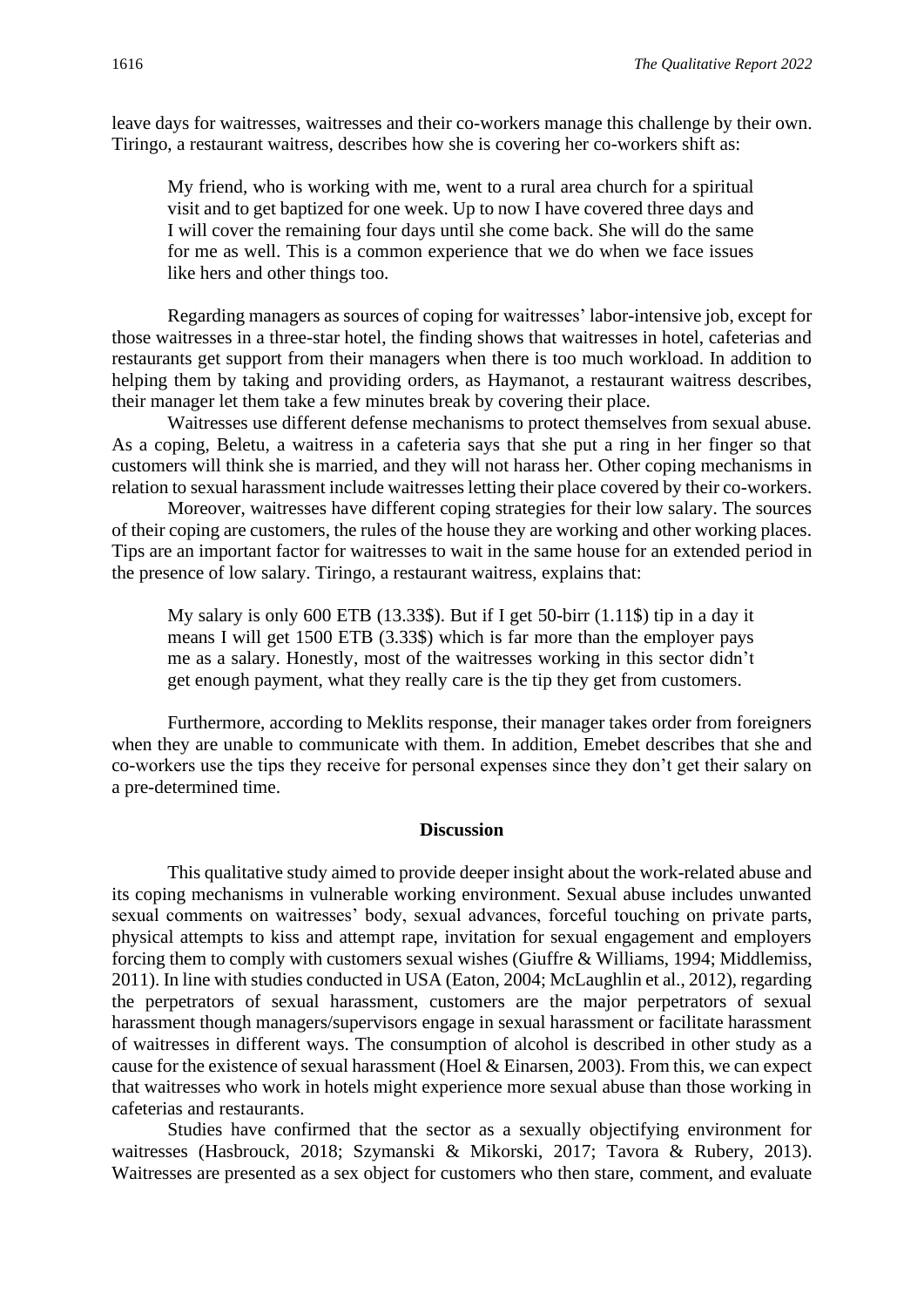leave days for waitresses, waitresses and their co-workers manage this challenge by their own. Tiringo, a restaurant waitress, describes how she is covering her co-workers shift as:

> My friend, who is working with me, went to a rural area church for a spiritual visit and to get baptized for one week. Up to now I have covered three days and I will cover the remaining four days until she come back. She will do the same for me as well. This is a common experience that we do when we face issues like hers and other things too.

Regarding managers as sources of coping for waitresses' labor-intensive job, except for those waitresses in a three-star hotel, the finding shows that waitresses in hotel, cafeterias and restaurants get support from their managers when there is too much workload. In addition to helping them by taking and providing orders, as Haymanot, a restaurant waitress describes, their manager let them take a few minutes break by covering their place.

Waitresses use different defense mechanisms to protect themselves from sexual abuse. As a coping, Beletu, a waitress in a cafeteria says that she put a ring in her finger so that customers will think she is married, and they will not harass her. Other coping mechanisms in relation to sexual harassment include waitresses letting their place covered by their co-workers.

Moreover, waitresses have different coping strategies for their low salary. The sources of their coping are customers, the rules of the house they are working and other working places. Tips are an important factor for waitresses to wait in the same house for an extended period in the presence of low salary. Tiringo, a restaurant waitress, explains that:

> My salary is only 600 ETB (13.33$). But if I get 50-birr (1.11$) tip in a day it means I will get 1500 ETB (3.33$) which is far more than the employer pays me as a salary. Honestly, most of the waitresses working in this sector didn't get enough payment, what they really care is the tip they get from customers.

Furthermore, according to Meklits response, their manager takes order from foreigners when they are unable to communicate with them. In addition, Emebet describes that she and co-workers use the tips they receive for personal expenses since they don't get their salary on a pre-determined time.

## Discussion

This qualitative study aimed to provide deeper insight about the work-related abuse and its coping mechanisms in vulnerable working environment. Sexual abuse includes unwanted sexual comments on waitresses' body, sexual advances, forceful touching on private parts, physical attempts to kiss and attempt rape, invitation for sexual engagement and employers forcing them to comply with customers sexual wishes (Giuffre & Williams, 1994; Middlemiss, 2011). In line with studies conducted in USA (Eaton, 2004; McLaughlin et al., 2012), regarding the perpetrators of sexual harassment, customers are the major perpetrators of sexual harassment though managers/supervisors engage in sexual harassment or facilitate harassment of waitresses in different ways. The consumption of alcohol is described in other study as a cause for the existence of sexual harassment (Hoel & Einarsen, 2003). From this, we can expect that waitresses who work in hotels might experience more sexual abuse than those working in cafeterias and restaurants.

Studies have confirmed that the sector as a sexually objectifying environment for waitresses (Hasbrouck, 2018; Szymanski & Mikorski, 2017; Tavora & Rubery, 2013). Waitresses are presented as a sex object for customers who then stare, comment, and evaluate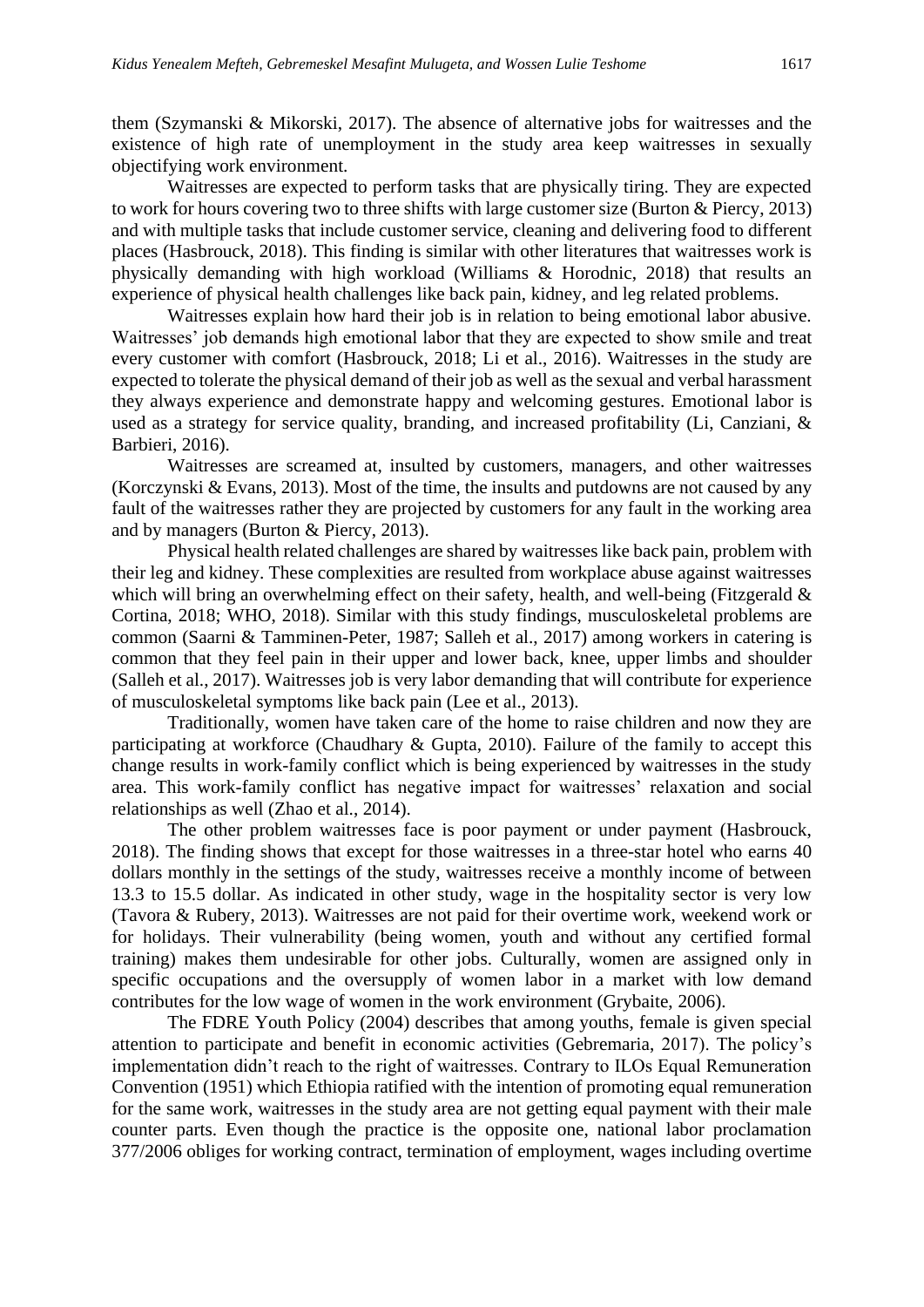them (Szymanski & Mikorski, 2017). The absence of alternative jobs for waitresses and the existence of high rate of unemployment in the study area keep waitresses in sexually objectifying work environment.

Waitresses are expected to perform tasks that are physically tiring. They are expected to work for hours covering two to three shifts with large customer size (Burton & Piercy, 2013) and with multiple tasks that include customer service, cleaning and delivering food to different places (Hasbrouck, 2018). This finding is similar with other literatures that waitresses work is physically demanding with high workload (Williams & Horodnic, 2018) that results an experience of physical health challenges like back pain, kidney, and leg related problems.

Waitresses explain how hard their job is in relation to being emotional labor abusive. Waitresses' job demands high emotional labor that they are expected to show smile and treat every customer with comfort (Hasbrouck, 2018; Li et al., 2016). Waitresses in the study are expected to tolerate the physical demand of their job as well as the sexual and verbal harassment they always experience and demonstrate happy and welcoming gestures. Emotional labor is used as a strategy for service quality, branding, and increased profitability (Li, Canziani, & Barbieri, 2016).

Waitresses are screamed at, insulted by customers, managers, and other waitresses (Korczynski & Evans, 2013). Most of the time, the insults and putdowns are not caused by any fault of the waitresses rather they are projected by customers for any fault in the working area and by managers (Burton & Piercy, 2013).

Physical health related challenges are shared by waitresses like back pain, problem with their leg and kidney. These complexities are resulted from workplace abuse against waitresses which will bring an overwhelming effect on their safety, health, and well-being (Fitzgerald & Cortina, 2018; WHO, 2018). Similar with this study findings, musculoskeletal problems are common (Saarni & Tamminen-Peter, 1987; Salleh et al., 2017) among workers in catering is common that they feel pain in their upper and lower back, knee, upper limbs and shoulder (Salleh et al., 2017). Waitresses job is very labor demanding that will contribute for experience of musculoskeletal symptoms like back pain (Lee et al., 2013).

Traditionally, women have taken care of the home to raise children and now they are participating at workforce (Chaudhary & Gupta, 2010). Failure of the family to accept this change results in work-family conflict which is being experienced by waitresses in the study area. This work-family conflict has negative impact for waitresses' relaxation and social relationships as well (Zhao et al., 2014).

The other problem waitresses face is poor payment or under payment (Hasbrouck, 2018). The finding shows that except for those waitresses in a three-star hotel who earns 40 dollars monthly in the settings of the study, waitresses receive a monthly income of between 13.3 to 15.5 dollar. As indicated in other study, wage in the hospitality sector is very low (Tavora & Rubery, 2013). Waitresses are not paid for their overtime work, weekend work or for holidays. Their vulnerability (being women, youth and without any certified formal training) makes them undesirable for other jobs. Culturally, women are assigned only in specific occupations and the oversupply of women labor in a market with low demand contributes for the low wage of women in the work environment (Grybaite, 2006).

The FDRE Youth Policy (2004) describes that among youths, female is given special attention to participate and benefit in economic activities (Gebremaria, 2017). The policy's implementation didn't reach to the right of waitresses. Contrary to ILOs Equal Remuneration Convention (1951) which Ethiopia ratified with the intention of promoting equal remuneration for the same work, waitresses in the study area are not getting equal payment with their male counter parts. Even though the practice is the opposite one, national labor proclamation 377/2006 obliges for working contract, termination of employment, wages including overtime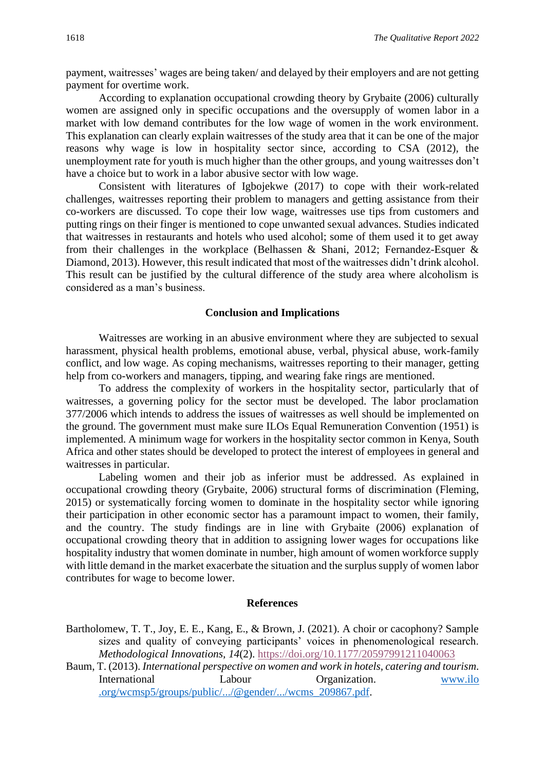payment, waitresses' wages are being taken/ and delayed by their employers and are not getting payment for overtime work.

According to explanation occupational crowding theory by Grybaite (2006) culturally women are assigned only in specific occupations and the oversupply of women labor in a market with low demand contributes for the low wage of women in the work environment. This explanation can clearly explain waitresses of the study area that it can be one of the major reasons why wage is low in hospitality sector since, according to CSA (2012), the unemployment rate for youth is much higher than the other groups, and young waitresses don't have a choice but to work in a labor abusive sector with low wage.

Consistent with literatures of Igbojekwe (2017) to cope with their work-related challenges, waitresses reporting their problem to managers and getting assistance from their co-workers are discussed. To cope their low wage, waitresses use tips from customers and putting rings on their finger is mentioned to cope unwanted sexual advances. Studies indicated that waitresses in restaurants and hotels who used alcohol; some of them used it to get away from their challenges in the workplace (Belhassen & Shani, 2012; Fernandez-Esquer & Diamond, 2013). However, this result indicated that most of the waitresses didn't drink alcohol. This result can be justified by the cultural difference of the study area where alcoholism is considered as a man's business.

## Conclusion and Implications

Waitresses are working in an abusive environment where they are subjected to sexual harassment, physical health problems, emotional abuse, verbal, physical abuse, work-family conflict, and low wage. As coping mechanisms, waitresses reporting to their manager, getting help from co-workers and managers, tipping, and wearing fake rings are mentioned.

To address the complexity of workers in the hospitality sector, particularly that of waitresses, a governing policy for the sector must be developed. The labor proclamation 377/2006 which intends to address the issues of waitresses as well should be implemented on the ground. The government must make sure ILOs Equal Remuneration Convention (1951) is implemented. A minimum wage for workers in the hospitality sector common in Kenya, South Africa and other states should be developed to protect the interest of employees in general and waitresses in particular.

Labeling women and their job as inferior must be addressed. As explained in occupational crowding theory (Grybaite, 2006) structural forms of discrimination (Fleming, 2015) or systematically forcing women to dominate in the hospitality sector while ignoring their participation in other economic sector has a paramount impact to women, their family, and the country. The study findings are in line with Grybaite (2006) explanation of occupational crowding theory that in addition to assigning lower wages for occupations like hospitality industry that women dominate in number, high amount of women workforce supply with little demand in the market exacerbate the situation and the surplus supply of women labor contributes for wage to become lower.

## References

Bartholomew, T. T., Joy, E. E., Kang, E., & Brown, J. (2021). A choir or cacophony? Sample sizes and quality of conveying participants' voices in phenomenological research. *Methodological Innovations, 14*(2). https://doi.org/10.1177/20597991211040063

Baum, T. (2013). *International perspective on women and work in hotels, catering and tourism.* International Labour Organization. www.ilo.org/wcmsp5/groups/public/.../@gender/.../wcms_209867.pdf.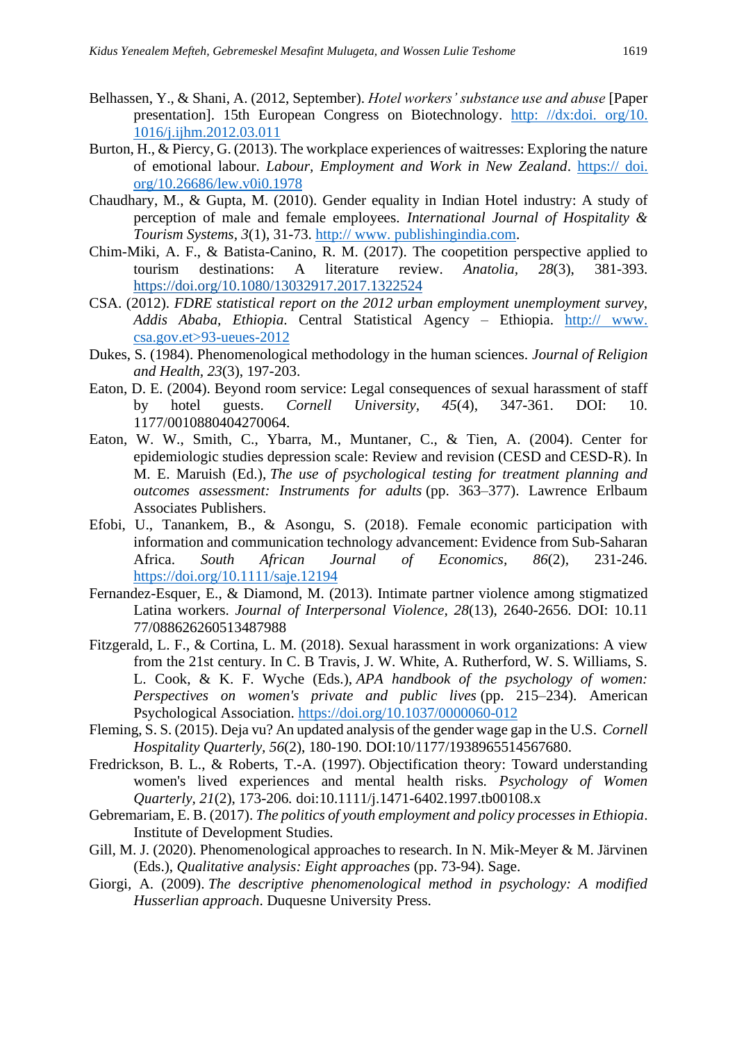Belhassen, Y., & Shani, A. (2012, September). *Hotel workers' substance use and abuse* [Paper presentation]. 15th European Congress on Biotechnology. http: //dx:doi. org/10. 1016/j.ijhm.2012.03.011

Burton, H., & Piercy, G. (2013). The workplace experiences of waitresses: Exploring the nature of emotional labour. *Labour, Employment and Work in New Zealand*. https:// doi. org/10.26686/lew.v0i0.1978

Chaudhary, M., & Gupta, M. (2010). Gender equality in Indian Hotel industry: A study of perception of male and female employees. *International Journal of Hospitality & Tourism Systems*, *3*(1), 31-73. http:// www. publishingindia.com.

Chim-Miki, A. F., & Batista-Canino, R. M. (2017). The coopetition perspective applied to tourism destinations: A literature review. *Anatolia*, *28*(3), 381-393. https://doi.org/10.1080/13032917.2017.1322524

CSA. (2012). *FDRE statistical report on the 2012 urban employment unemployment survey, Addis Ababa, Ethiopia*. Central Statistical Agency – Ethiopia. http:// www. csa.gov.et>93-ueues-2012

Dukes, S. (1984). Phenomenological methodology in the human sciences. *Journal of Religion and Health*, *23*(3), 197-203.

Eaton, D. E. (2004). Beyond room service: Legal consequences of sexual harassment of staff by hotel guests. *Cornell University*, *45*(4), 347-361. DOI: 10. 1177/0010880404270064.

Eaton, W. W., Smith, C., Ybarra, M., Muntaner, C., & Tien, A. (2004). Center for epidemiologic studies depression scale: Review and revision (CESD and CESD-R). In M. E. Maruish (Ed.), *The use of psychological testing for treatment planning and outcomes assessment: Instruments for adults* (pp. 363–377). Lawrence Erlbaum Associates Publishers.

Efobi, U., Tanankem, B., & Asongu, S. (2018). Female economic participation with information and communication technology advancement: Evidence from Sub‐Saharan Africa. *South African Journal of Economics*, *86*(2), 231-246. https://doi.org/10.1111/saje.12194

Fernandez-Esquer, E., & Diamond, M. (2013). Intimate partner violence among stigmatized Latina workers. *Journal of Interpersonal Violence*, *28*(13), 2640-2656. DOI: 10.11 77/0886262605134879 88

Fitzgerald, L. F., & Cortina, L. M. (2018). Sexual harassment in work organizations: A view from the 21st century. In C. B Travis, J. W. White, A. Rutherford, W. S. Williams, S. L. Cook, & K. F. Wyche (Eds.), *APA handbook of the psychology of women: Perspectives on women's private and public lives* (pp. 215–234). American Psychological Association. https://doi.org/10.1037/0000060-012

Fleming, S. S. (2015). Deja vu? An updated analysis of the gender wage gap in the U.S. *Cornell Hospitality Quarterly*, *56*(2), 180-190. DOI:10/1177/1938965514567680.

Fredrickson, B. L., & Roberts, T.-A. (1997). Objectification theory: Toward understanding women's lived experiences and mental health risks. *Psychology of Women Quarterly*, *21*(2), 173-206. doi:10.1111/j.1471-6402.1997.tb00108.x

Gebremariam, E. B. (2017). *The politics of youth employment and policy processes in Ethiopia*. Institute of Development Studies.

Gill, M. J. (2020). Phenomenological approaches to research. In N. Mik-Meyer & M. Järvinen (Eds.), *Qualitative analysis: Eight approaches* (pp. 73-94). Sage.

Giorgi, A. (2009). *The descriptive phenomenological method in psychology: A modified Husserlian approach*. Duquesne University Press.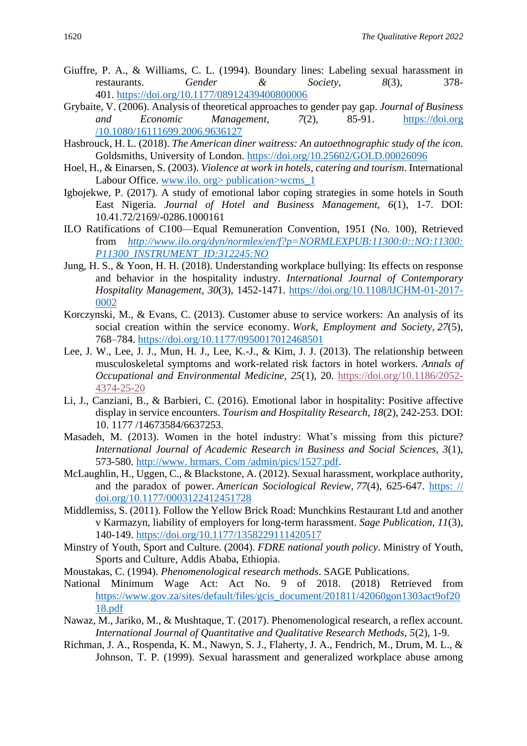Giuffre, P. A., & Williams, C. L. (1994). Boundary lines: Labeling sexual harassment in restaurants. *Gender & Society*, *8*(3), 378-401. https://doi.org/10.1177/08912439400800006

Grybaite, V. (2006). Analysis of theoretical approaches to gender pay gap. *Journal of Business and Economic Management*, *7*(2), 85-91. https://doi.org/10.1080/16111699.2006.9636127

Hasbrouck, H. L. (2018). *The American diner waitress: An autoethnographic study of the icon*. Goldsmiths, University of London. https://doi.org/10.25602/GOLD.00026096

Hoel, H., & Einarsen, S. (2003). *Violence at work in hotels, catering and tourism*. International Labour Office. www.ilo. org> publication>wcms_1

Igbojekwe, P. (2017). A study of emotional labor coping strategies in some hotels in South East Nigeria. *Journal of Hotel and Business Management*, *6*(1), 1-7. DOI: 10.41.72/2169/-0286.1000161

ILO Ratifications of C100—Equal Remuneration Convention, 1951 (No. 100), Retrieved from *http://www.ilo.org/dyn/normlex/en/f?p=NORMLEXPUB:11300:0::NO:11300:P11300_INSTRUMENT_ID:312245:NO*

Jung, H. S., & Yoon, H. H. (2018). Understanding workplace bullying: Its effects on response and behavior in the hospitality industry. *International Journal of Contemporary Hospitality Management*, *30*(3), 1452-1471. https://doi.org/10.1108/lJCHM-01-2017-0002

Korczynski, M., & Evans, C. (2013). Customer abuse to service workers: An analysis of its social creation within the service economy. *Work, Employment and Society, 27*(5), 768–784. https://doi.org/10.1177/0950017012468501

Lee, J. W., Lee, J. J., Mun, H. J., Lee, K.-J., & Kim, J. J. (2013). The relationship between musculoskeletal symptoms and work-related risk factors in hotel workers. *Annals of Occupational and Environmental Medicine*, *25*(1), 20. https://doi.org/10.1186/2052-4374-25-20

Li, J., Canziani, B., & Barbieri, C. (2016). Emotional labor in hospitality: Positive affective display in service encounters. *Tourism and Hospitality Research, 18*(2), 242-253. DOI: 10. 1177 /14673584/6637253.

Masadeh, M. (2013). Women in the hotel industry: What's missing from this picture? *International Journal of Academic Research in Business and Social Sciences*, *3*(1), 573-580. http://www. hrmars. Com /admin/pics/1527.pdf.

McLaughlin, H., Uggen, C., & Blackstone, A. (2012). Sexual harassment, workplace authority, and the paradox of power. *American Sociological Review, 77*(4), 625-647. https: //doi.org/10.1177/0003122412451728

Middlemiss, S. (2011). Follow the Yellow Brick Road: Munchkins Restaurant Ltd and another v Karmazyn, liability of employers for long-term harassment. *Sage Publication, 11*(3), 140-149. https://doi.org/10.1177/1358229111420517

Minstry of Youth, Sport and Culture. (2004). *FDRE national youth policy*. Ministry of Youth, Sports and Culture, Addis Ababa, Ethiopia.

Moustakas, C. (1994). *Phenomenological research methods*. SAGE Publications.

National Minimum Wage Act: Act No. 9 of 2018. (2018) Retrieved from https://www.gov.za/sites/default/files/gcis_document/201811/42060gon1303act9of2018.pdf

Nawaz, M., Jariko, M., & Mushtaque, T. (2017). Phenomenological research, a reflex account. *International Journal of Quantitative and Qualitative Research Methods, 5*(2), 1-9.

Richman, J. A., Rospenda, K. M., Nawyn, S. J., Flaherty, J. A., Fendrich, M., Drum, M. L., & Johnson, T. P. (1999). Sexual harassment and generalized workplace abuse among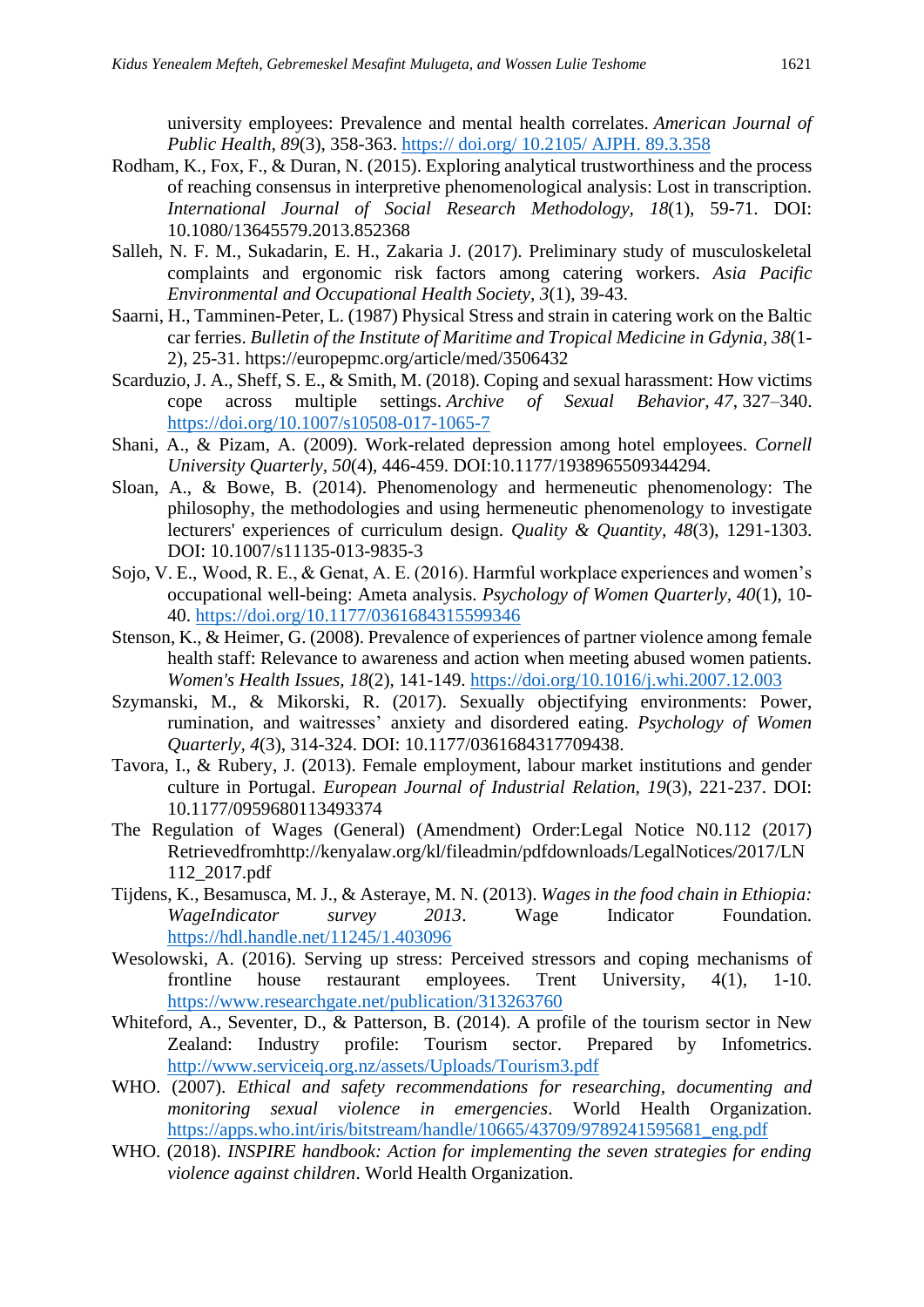university employees: Prevalence and mental health correlates. *American Journal of Public Health, 89*(3), 358-363. https:// doi.org/ 10.2105/ AJPH. 89.3.358

Rodham, K., Fox, F., & Duran, N. (2015). Exploring analytical trustworthiness and the process of reaching consensus in interpretive phenomenological analysis: Lost in transcription. *International Journal of Social Research Methodology, 18*(1), 59-71. DOI: 10.1080/13645579.2013.852368

Salleh, N. F. M., Sukadarin, E. H., Zakaria J. (2017). Preliminary study of musculoskeletal complaints and ergonomic risk factors among catering workers. *Asia Pacific Environmental and Occupational Health Society, 3*(1), 39-43.

Saarni, H., Tamminen-Peter, L. (1987) Physical Stress and strain in catering work on the Baltic car ferries. *Bulletin of the Institute of Maritime and Tropical Medicine in Gdynia, 38*(1-2), 25-31. https://europepmc.org/article/med/3506432

Scarduzio, J. A., Sheff, S. E., & Smith, M. (2018). Coping and sexual harassment: How victims cope across multiple settings. *Archive of Sexual Behavior, 47*, 327–340. https://doi.org/10.1007/s10508-017-1065-7

Shani, A., & Pizam, A. (2009). Work-related depression among hotel employees. *Cornell University Quarterly, 50*(4), 446-459. DOI:10.1177/1938965509344294.

Sloan, A., & Bowe, B. (2014). Phenomenology and hermeneutic phenomenology: The philosophy, the methodologies and using hermeneutic phenomenology to investigate lecturers' experiences of curriculum design. *Quality & Quantity, 48*(3), 1291-1303. DOI: 10.1007/s11135-013-9835-3

Sojo, V. E., Wood, R. E., & Genat, A. E. (2016). Harmful workplace experiences and women's occupational well-being: Ameta analysis. *Psychology of Women Quarterly, 40*(1), 10-40. https://doi.org/10.1177/0361684315599346

Stenson, K., & Heimer, G. (2008). Prevalence of experiences of partner violence among female health staff: Relevance to awareness and action when meeting abused women patients. *Women's Health Issues, 18*(2), 141-149. https://doi.org/10.1016/j.whi.2007.12.003

Szymanski, M., & Mikorski, R. (2017). Sexually objectifying environments: Power, rumination, and waitresses' anxiety and disordered eating. *Psychology of Women Quarterly, 4*(3), 314-324. DOI: 10.1177/0361684317709438.

Tavora, I., & Rubery, J. (2013). Female employment, labour market institutions and gender culture in Portugal. *European Journal of Industrial Relation, 19*(3), 221-237. DOI: 10.1177/0959680113493374

The Regulation of Wages (General) (Amendment) Order:Legal Notice N0.112 (2017) Retrievedfromhttp://kenyalaw.org/kl/fileadmin/pdfdownloads/LegalNotices/2017/LN 112_2017.pdf

Tijdens, K., Besamusca, M. J., & Asteraye, M. N. (2013). *Wages in the food chain in Ethiopia: WageIndicator survey 2013*. Wage Indicator Foundation. https://hdl.handle.net/11245/1.403096

Wesolowski, A. (2016). Serving up stress: Perceived stressors and coping mechanisms of frontline house restaurant employees. Trent University, 4(1), 1-10. https://www.researchgate.net/publication/313263760

Whiteford, A., Seventer, D., & Patterson, B. (2014). A profile of the tourism sector in New Zealand: Industry profile: Tourism sector. Prepared by Infometrics. http://www.serviceiq.org.nz/assets/Uploads/Tourism3.pdf

WHO. (2007). *Ethical and safety recommendations for researching, documenting and monitoring sexual violence in emergencies*. World Health Organization. https://apps.who.int/iris/bitstream/handle/10665/43709/9789241595681_eng.pdf

WHO. (2018). *INSPIRE handbook: Action for implementing the seven strategies for ending violence against children*. World Health Organization.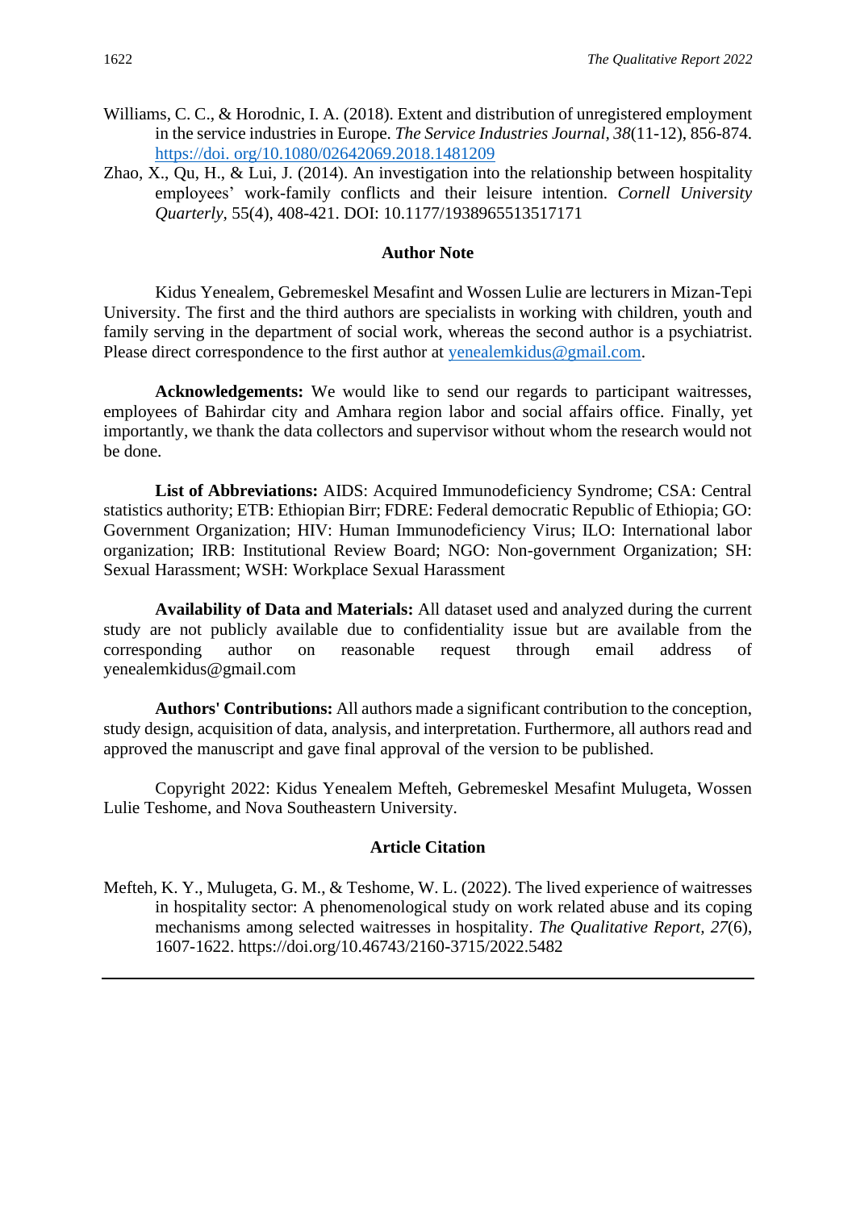Williams, C. C., & Horodnic, I. A. (2018). Extent and distribution of unregistered employment in the service industries in Europe. *The Service Industries Journal*, *38*(11-12), 856-874. https://doi. org/10.1080/02642069.2018.1481209

Zhao, X., Qu, H., & Lui, J. (2014). An investigation into the relationship between hospitality employees' work-family conflicts and their leisure intention. *Cornell University Quarterly*, 55(4), 408-421. DOI: 10.1177/1938965513517171

## Author Note

Kidus Yenealem, Gebremeskel Mesafint and Wossen Lulie are lecturers in Mizan-Tepi University. The first and the third authors are specialists in working with children, youth and family serving in the department of social work, whereas the second author is a psychiatrist. Please direct correspondence to the first author at yenealemkidus@gmail.com.

**Acknowledgements:** We would like to send our regards to participant waitresses, employees of Bahirdar city and Amhara region labor and social affairs office. Finally, yet importantly, we thank the data collectors and supervisor without whom the research would not be done.

**List of Abbreviations:** AIDS: Acquired Immunodeficiency Syndrome; CSA: Central statistics authority; ETB: Ethiopian Birr; FDRE: Federal democratic Republic of Ethiopia; GO: Government Organization; HIV: Human Immunodeficiency Virus; ILO: International labor organization; IRB: Institutional Review Board; NGO: Non-government Organization; SH: Sexual Harassment; WSH: Workplace Sexual Harassment

**Availability of Data and Materials:** All dataset used and analyzed during the current study are not publicly available due to confidentiality issue but are available from the corresponding author on reasonable request through email address of yenealemkidus@gmail.com

**Authors' Contributions:** All authors made a significant contribution to the conception, study design, acquisition of data, analysis, and interpretation. Furthermore, all authors read and approved the manuscript and gave final approval of the version to be published.

Copyright 2022: Kidus Yenealem Mefteh, Gebremeskel Mesafint Mulugeta, Wossen Lulie Teshome, and Nova Southeastern University.

## Article Citation

Mefteh, K. Y., Mulugeta, G. M., & Teshome, W. L. (2022). The lived experience of waitresses in hospitality sector: A phenomenological study on work related abuse and its coping mechanisms among selected waitresses in hospitality. *The Qualitative Report*, *27*(6), 1607-1622. https://doi.org/10.46743/2160-3715/2022.5482